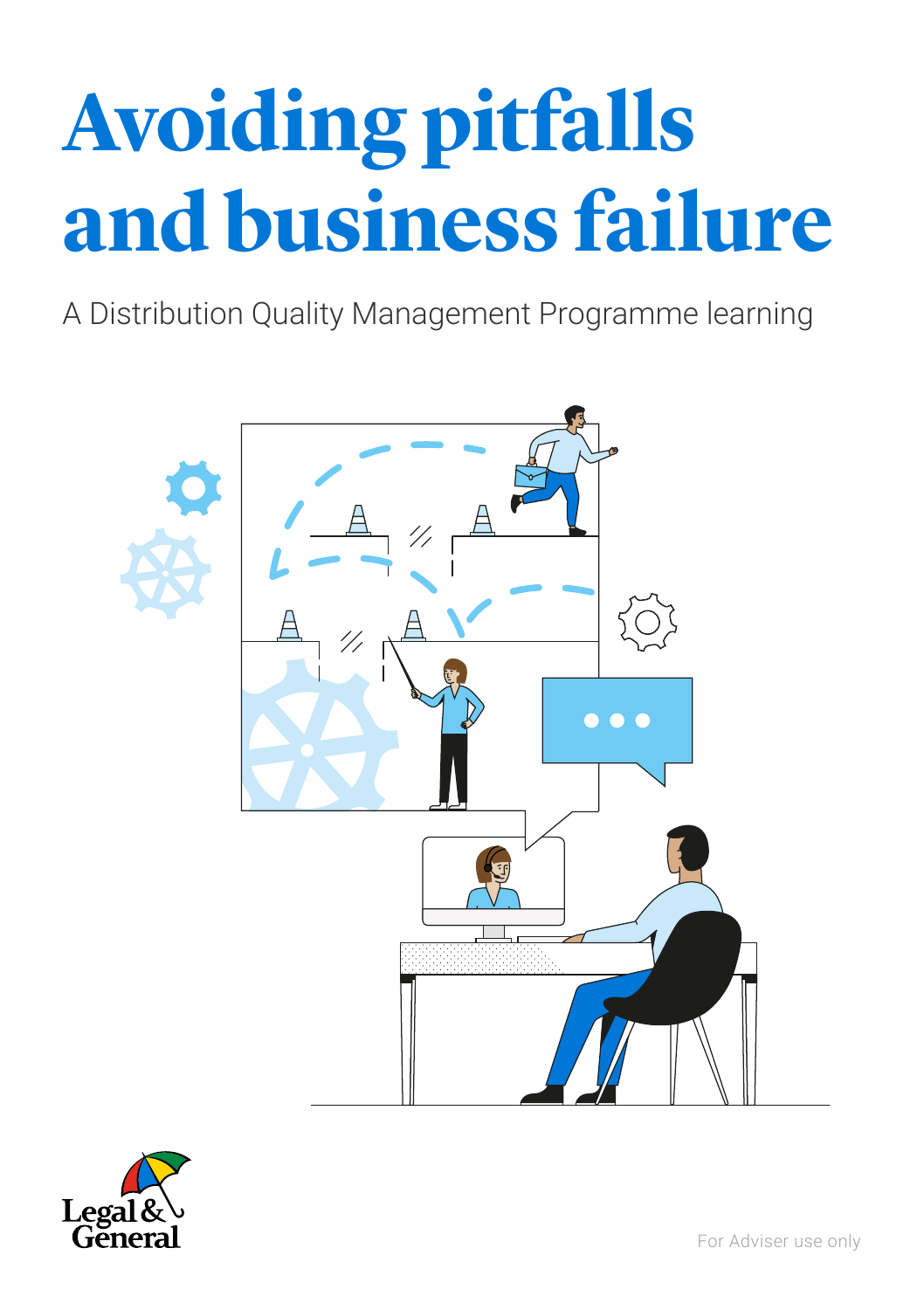# Avoiding pitfalls and business failure

A Distribution Quality Management Programme learning

Legal & General

For Adviser use only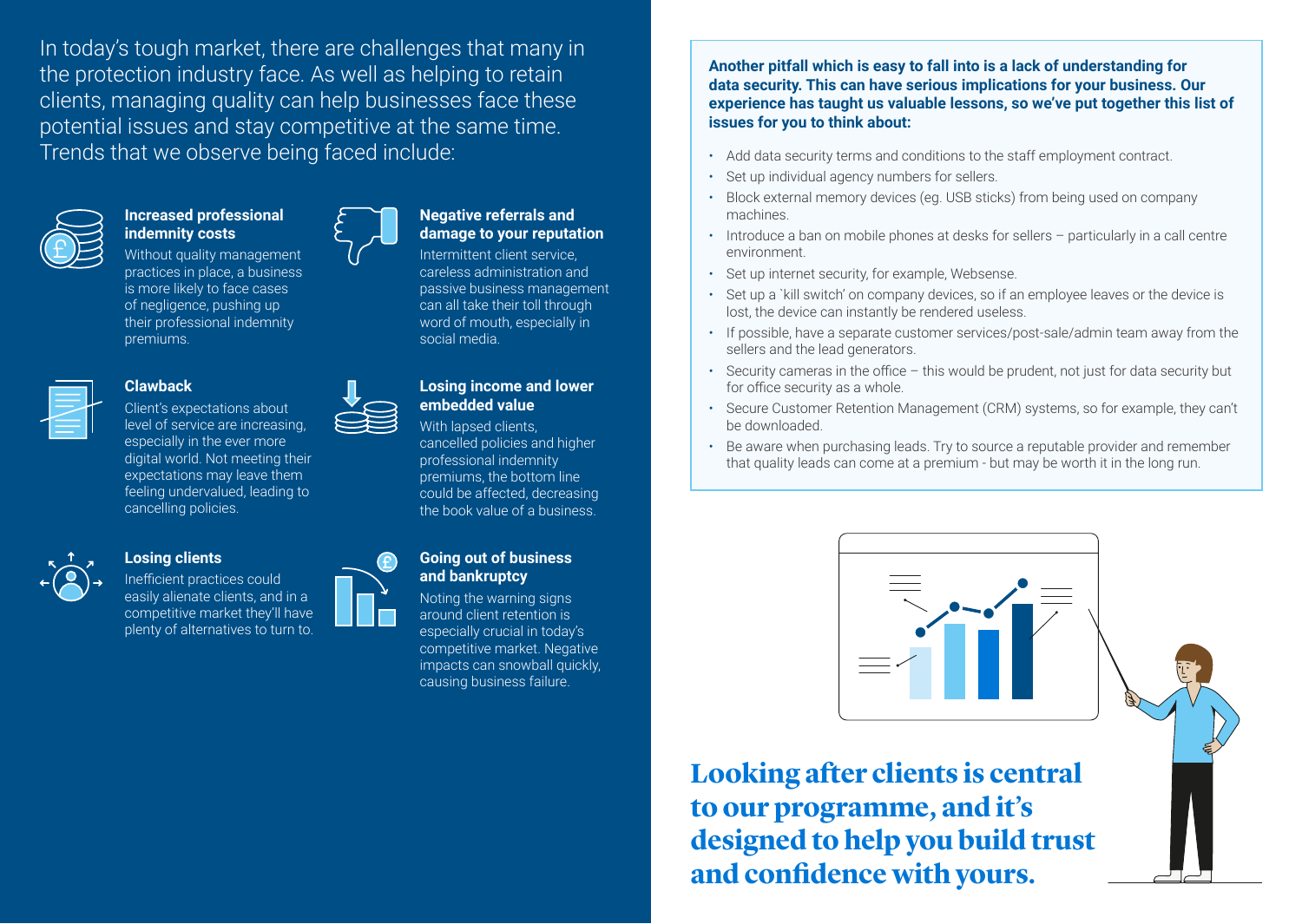In today's tough market, there are challenges that many in the protection industry face. As well as helping to retain clients, managing quality can help businesses face these potential issues and stay competitive at the same time. Trends that we observe being faced include:

### Increased professional indemnity costs

Without quality management practices in place, a business is more likely to face cases of negligence, pushing up their professional indemnity premiums.

### Negative referrals and damage to your reputation

Intermittent client service, careless administration and passive business management can all take their toll through word of mouth, especially in social media.

### Clawback

Client's expectations about level of service are increasing, especially in the ever more digital world. Not meeting their expectations may leave them feeling undervalued, leading to cancelling policies.

### Losing income and lower embedded value

With lapsed clients, cancelled policies and higher professional indemnity premiums, the bottom line could be affected, decreasing the book value of a business.

### Losing clients

Inefficient practices could easily alienate clients, and in a competitive market they'll have plenty of alternatives to turn to.

### Going out of business and bankruptcy

Noting the warning signs around client retention is especially crucial in today's competitive market. Negative impacts can snowball quickly, causing business failure.

**Another pitfall which is easy to fall into is a lack of understanding for data security. This can have serious implications for your business. Our experience has taught us valuable lessons, so we've put together this list of issues for you to think about:**

- Add data security terms and conditions to the staff employment contract.
- Set up individual agency numbers for sellers.
- Block external memory devices (eg. USB sticks) from being used on company machines.
- Introduce a ban on mobile phones at desks for sellers – particularly in a call centre environment.
- Set up internet security, for example, Websense.
- Set up a `kill switch' on company devices, so if an employee leaves or the device is lost, the device can instantly be rendered useless.
- If possible, have a separate customer services/post-sale/admin team away from the sellers and the lead generators.
- Security cameras in the office – this would be prudent, not just for data security but for office security as a whole.
- Secure Customer Retention Management (CRM) systems, so for example, they can't be downloaded.
- Be aware when purchasing leads. Try to source a reputable provider and remember that quality leads can come at a premium - but may be worth it in the long run.

## Looking after clients is central to our programme, and it's designed to help you build trust and confidence with yours.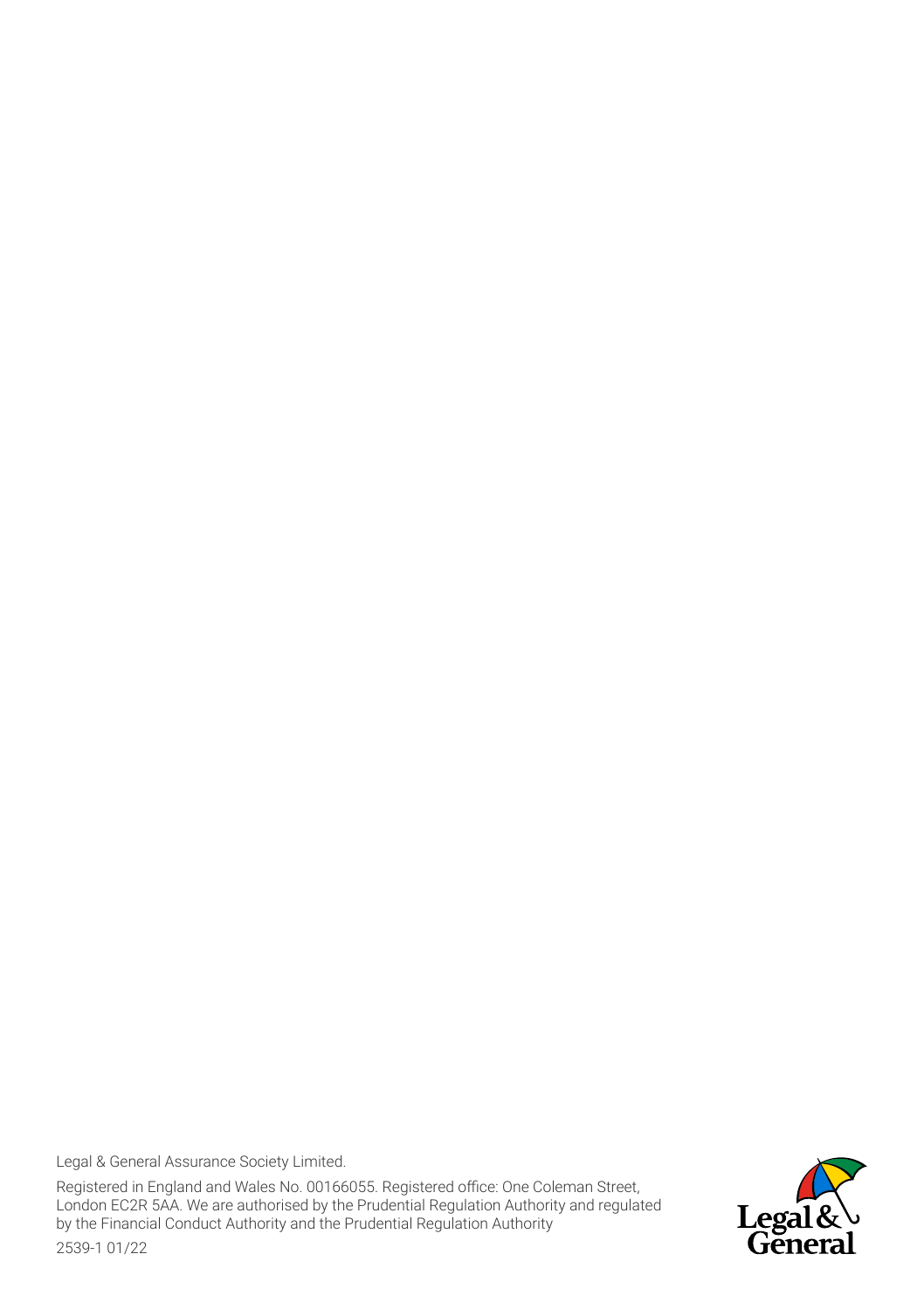Legal & General Assurance Society Limited.

Registered in England and Wales No. 00166055. Registered office: One Coleman Street, London EC2R 5AA. We are authorised by the Prudential Regulation Authority and regulated by the Financial Conduct Authority and the Prudential Regulation Authority

2539-1 01/22